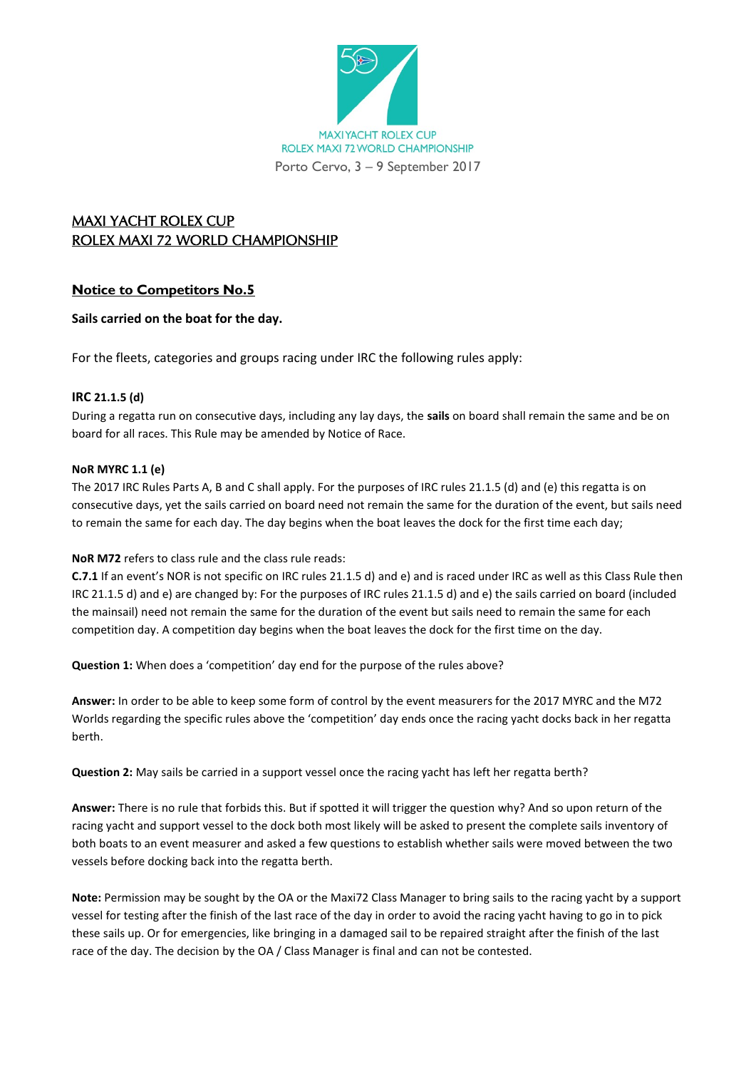MAXI YACHT ROLEX CUP
ROLEX MAXI 72 WORLD CHAMPIONSHIP
Porto Cervo, 3 – 9 September 2017

# MAXI YACHT ROLEX CUP
# ROLEX MAXI 72 WORLD CHAMPIONSHIP

## Notice to Competitors No.5

**Sails carried on the boat for the day.**

For the fleets, categories and groups racing under IRC the following rules apply:

**IRC 21.1.5 (d)**
During a regatta run on consecutive days, including any lay days, the **sails** on board shall remain the same and be on board for all races. This Rule may be amended by Notice of Race.

**NoR MYRC 1.1 (e)**
The 2017 IRC Rules Parts A, B and C shall apply. For the purposes of IRC rules 21.1.5 (d) and (e) this regatta is on consecutive days, yet the sails carried on board need not remain the same for the duration of the event, but sails need to remain the same for each day. The day begins when the boat leaves the dock for the first time each day;

**NoR M72** refers to class rule and the class rule reads:
**C.7.1** If an event's NOR is not specific on IRC rules 21.1.5 d) and e) and is raced under IRC as well as this Class Rule then IRC 21.1.5 d) and e) are changed by: For the purposes of IRC rules 21.1.5 d) and e) the sails carried on board (included the mainsail) need not remain the same for the duration of the event but sails need to remain the same for each competition day. A competition day begins when the boat leaves the dock for the first time on the day.

**Question 1:** When does a 'competition' day end for the purpose of the rules above?

**Answer:** In order to be able to keep some form of control by the event measurers for the 2017 MYRC and the M72 Worlds regarding the specific rules above the 'competition' day ends once the racing yacht docks back in her regatta berth.

**Question 2:** May sails be carried in a support vessel once the racing yacht has left her regatta berth?

**Answer:** There is no rule that forbids this. But if spotted it will trigger the question why? And so upon return of the racing yacht and support vessel to the dock both most likely will be asked to present the complete sails inventory of both boats to an event measurer and asked a few questions to establish whether sails were moved between the two vessels before docking back into the regatta berth.

**Note:** Permission may be sought by the OA or the Maxi72 Class Manager to bring sails to the racing yacht by a support vessel for testing after the finish of the last race of the day in order to avoid the racing yacht having to go in to pick these sails up. Or for emergencies, like bringing in a damaged sail to be repaired straight after the finish of the last race of the day. The decision by the OA / Class Manager is final and can not be contested.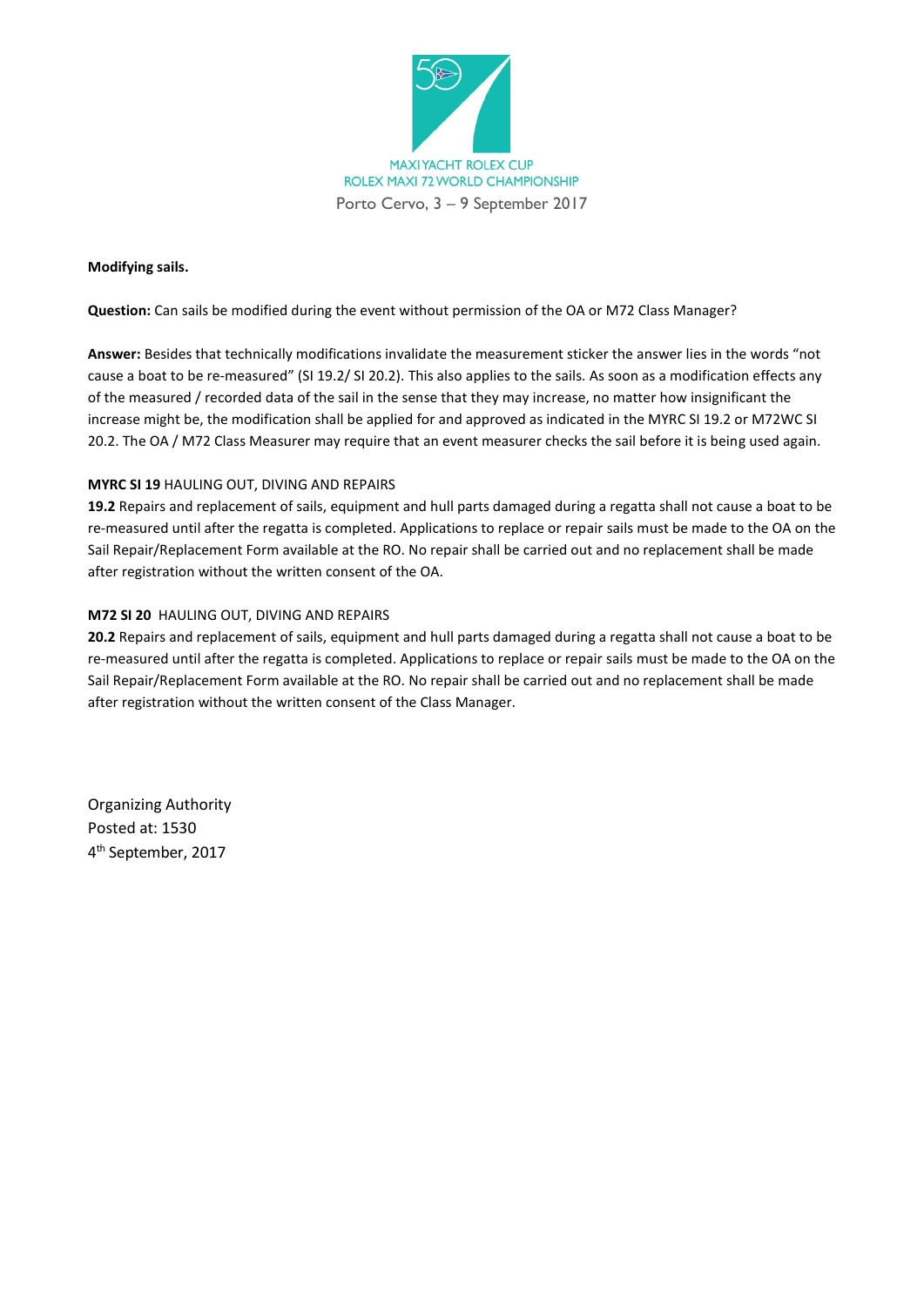MAXI YACHT ROLEX CUP
ROLEX MAXI 72 WORLD CHAMPIONSHIP
Porto Cervo, 3 – 9 September 2017

**Modifying sails.**

**Question:** Can sails be modified during the event without permission of the OA or M72 Class Manager?

**Answer:** Besides that technically modifications invalidate the measurement sticker the answer lies in the words "not cause a boat to be re-measured" (SI 19.2/ SI 20.2). This also applies to the sails. As soon as a modification effects any of the measured / recorded data of the sail in the sense that they may increase, no matter how insignificant the increase might be, the modification shall be applied for and approved as indicated in the MYRC SI 19.2 or M72WC SI 20.2. The OA / M72 Class Measurer may require that an event measurer checks the sail before it is being used again.

**MYRC SI 19** HAULING OUT, DIVING AND REPAIRS

**19.2** Repairs and replacement of sails, equipment and hull parts damaged during a regatta shall not cause a boat to be re-measured until after the regatta is completed. Applications to replace or repair sails must be made to the OA on the Sail Repair/Replacement Form available at the RO. No repair shall be carried out and no replacement shall be made after registration without the written consent of the OA.

**M72 SI 20** HAULING OUT, DIVING AND REPAIRS

**20.2** Repairs and replacement of sails, equipment and hull parts damaged during a regatta shall not cause a boat to be re-measured until after the regatta is completed. Applications to replace or repair sails must be made to the OA on the Sail Repair/Replacement Form available at the RO. No repair shall be carried out and no replacement shall be made after registration without the written consent of the Class Manager.

Organizing Authority
Posted at: 1530
4th September, 2017